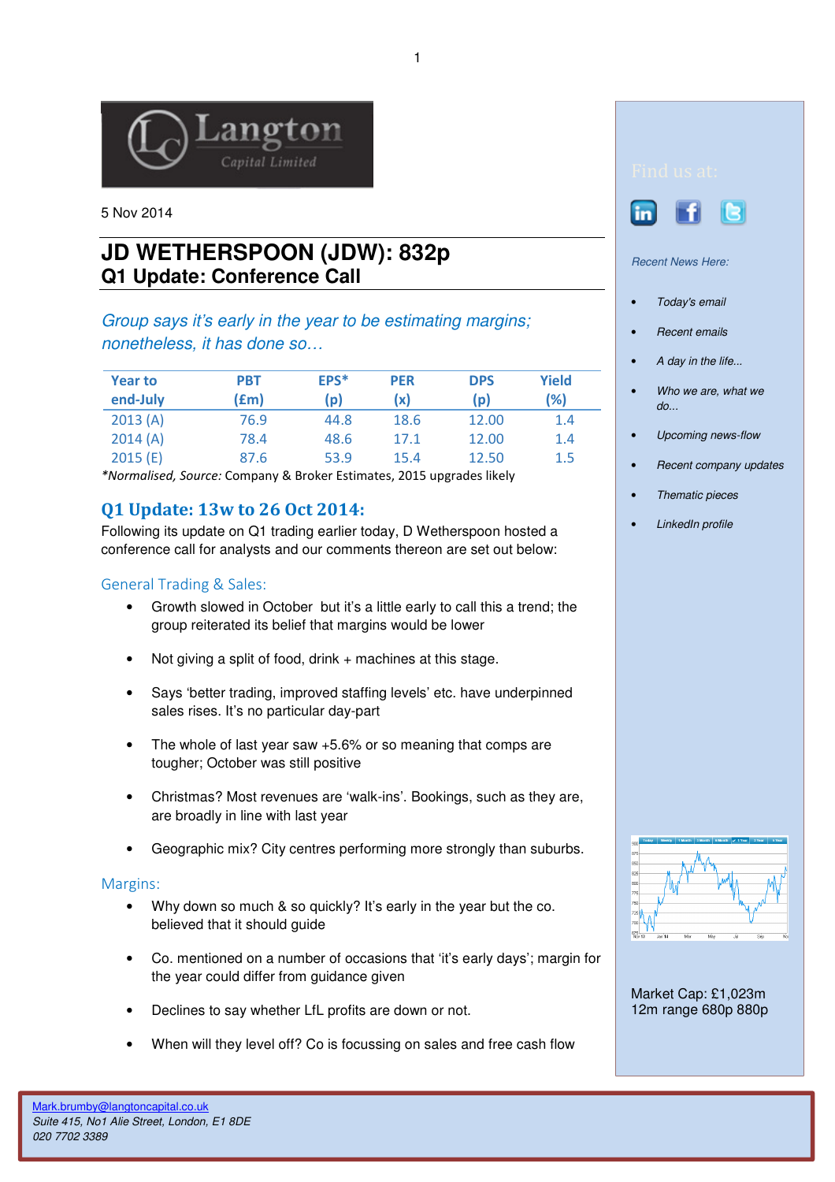5 Nov 2014

# JD WETHERSPOON (JDW): 832p
## Q1 Update: Conference Call

*Group says it's early in the year to be estimating margins; nonetheless, it has done so…*

| Year to end-July | PBT (£m) | EPS* (p) | PER (x) | DPS (p) | Yield (%) |
|---|---|---|---|---|---|
| 2013 (A) | 76.9 | 44.8 | 18.6 | 12.00 | 1.4 |
| 2014 (A) | 78.4 | 48.6 | 17.1 | 12.00 | 1.4 |
| 2015 (E) | 87.6 | 53.9 | 15.4 | 12.50 | 1.5 |

*\*Normalised, Source:* Company & Broker Estimates, 2015 upgrades likely

## Q1 Update: 13w to 26 Oct 2014:

Following its update on Q1 trading earlier today, D Wetherspoon hosted a conference call for analysts and our comments thereon are set out below:

### General Trading & Sales:

- Growth slowed in October but it's a little early to call this a trend; the group reiterated its belief that margins would be lower
- Not giving a split of food, drink + machines at this stage.
- Says 'better trading, improved staffing levels' etc. have underpinned sales rises. It's no particular day-part
- The whole of last year saw +5.6% or so meaning that comps are tougher; October was still positive
- Christmas? Most revenues are 'walk-ins'. Bookings, such as they are, are broadly in line with last year
- Geographic mix? City centres performing more strongly than suburbs.

### Margins:

- Why down so much & so quickly? It's early in the year but the co. believed that it should guide
- Co. mentioned on a number of occasions that 'it's early days'; margin for the year could differ from guidance given
- Declines to say whether LfL profits are down or not.
- When will they level off? Co is focussing on sales and free cash flow

Find us at:

*Recent News Here:*

- *Today's email*
- *Recent emails*
- *A day in the life...*
- *Who we are, what we do...*
- *Upcoming news-flow*
- *Recent company updates*
- *Thematic pieces*
- *LinkedIn profile*

Market Cap: £1,023m
12m range 680p 880p

Mark.brumby@langtoncapital.co.uk
*Suite 415, No1 Alie Street, London, E1 8DE*
*020 7702 3389*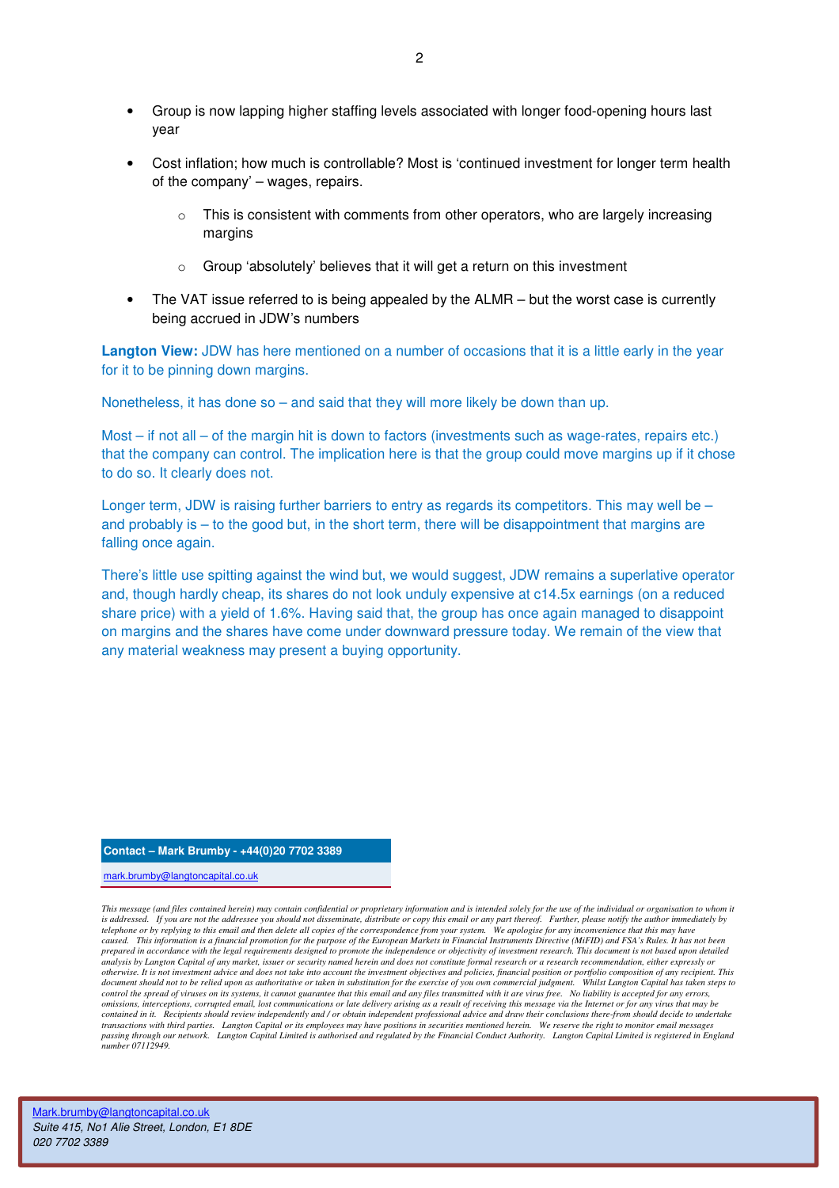- Group is now lapping higher staffing levels associated with longer food-opening hours last year
- Cost inflation; how much is controllable? Most is 'continued investment for longer term health of the company' – wages, repairs.
  - This is consistent with comments from other operators, who are largely increasing margins
  - Group 'absolutely' believes that it will get a return on this investment
- The VAT issue referred to is being appealed by the ALMR – but the worst case is currently being accrued in JDW's numbers

**Langton View:** JDW has here mentioned on a number of occasions that it is a little early in the year for it to be pinning down margins.

Nonetheless, it has done so – and said that they will more likely be down than up.

Most – if not all – of the margin hit is down to factors (investments such as wage-rates, repairs etc.) that the company can control. The implication here is that the group could move margins up if it chose to do so. It clearly does not.

Longer term, JDW is raising further barriers to entry as regards its competitors. This may well be – and probably is – to the good but, in the short term, there will be disappointment that margins are falling once again.

There's little use spitting against the wind but, we would suggest, JDW remains a superlative operator and, though hardly cheap, its shares do not look unduly expensive at c14.5x earnings (on a reduced share price) with a yield of 1.6%. Having said that, the group has once again managed to disappoint on margins and the shares have come under downward pressure today. We remain of the view that any material weakness may present a buying opportunity.

**Contact – Mark Brumby - +44(0)20 7702 3389**

mark.brumby@langtoncapital.co.uk

*This message (and files contained herein) may contain confidential or proprietary information and is intended solely for the use of the individual or organisation to whom it is addressed. If you are not the addressee you should not disseminate, distribute or copy this email or any part thereof. Further, please notify the author immediately by telephone or by replying to this email and then delete all copies of the correspondence from your system. We apologise for any inconvenience that this may have caused. This information is a financial promotion for the purpose of the European Markets in Financial Instruments Directive (MiFID) and FSA's Rules. It has not been prepared in accordance with the legal requirements designed to promote the independence or objectivity of investment research. This document is not based upon detailed analysis by Langton Capital of any market, issuer or security named herein and does not constitute formal research or a research recommendation, either expressly or otherwise. It is not investment advice and does not take into account the investment objectives and policies, financial position or portfolio composition of any recipient. This document should not to be relied upon as authoritative or taken in substitution for the exercise of you own commercial judgment. Whilst Langton Capital has taken steps to control the spread of viruses on its systems, it cannot guarantee that this email and any files transmitted with it are virus free. No liability is accepted for any errors, omissions, interceptions, corrupted email, lost communications or late delivery arising as a result of receiving this message via the Internet or for any virus that may be contained in it. Recipients should review independently and / or obtain independent professional advice and draw their conclusions there-from should decide to undertake transactions with third parties. Langton Capital or its employees may have positions in securities mentioned herein. We reserve the right to monitor email messages passing through our network. Langton Capital Limited is authorised and regulated by the Financial Conduct Authority. Langton Capital Limited is registered in England number 07112949.*

Mark.brumby@langtoncapital.co.uk
*Suite 415, No1 Alie Street, London, E1 8DE*
*020 7702 3389*